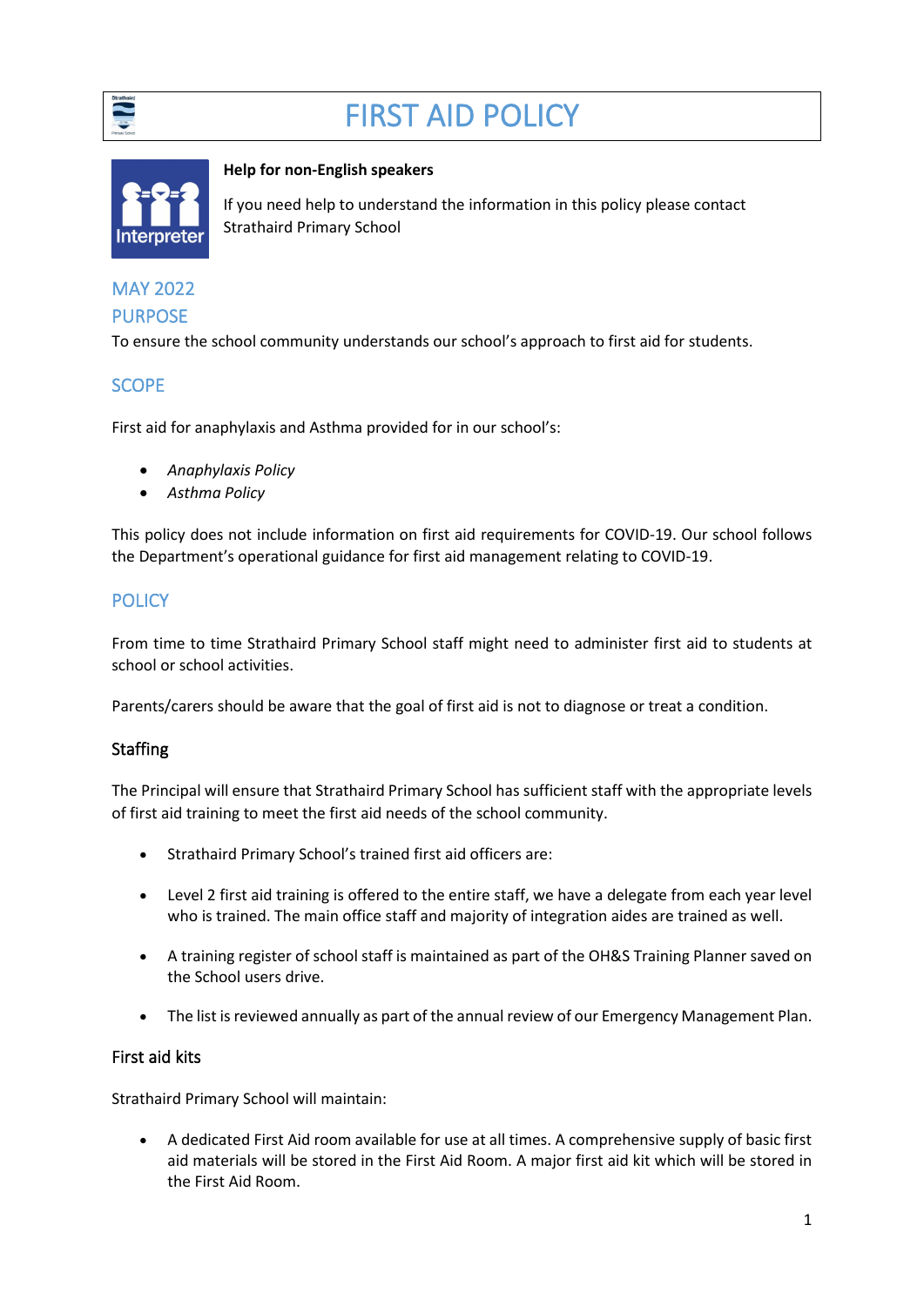# FIRST AID POLICY

**Help for non-English speakers**

If you need help to understand the information in this policy please contact Strathaird Primary School

## MAY 2022

## PURPOSE

To ensure the school community understands our school's approach to first aid for students.

## SCOPE

First aid for anaphylaxis and Asthma provided for in our school's:

- *Anaphylaxis Policy*
- *Asthma Policy*

This policy does not include information on first aid requirements for COVID-19. Our school follows the Department's operational guidance for first aid management relating to COVID-19.

## POLICY

From time to time Strathaird Primary School staff might need to administer first aid to students at school or school activities.

Parents/carers should be aware that the goal of first aid is not to diagnose or treat a condition.

### Staffing

The Principal will ensure that Strathaird Primary School has sufficient staff with the appropriate levels of first aid training to meet the first aid needs of the school community.

- Strathaird Primary School's trained first aid officers are:
- Level 2 first aid training is offered to the entire staff, we have a delegate from each year level who is trained. The main office staff and majority of integration aides are trained as well.
- A training register of school staff is maintained as part of the OH&S Training Planner saved on the School users drive.
- The list is reviewed annually as part of the annual review of our Emergency Management Plan.

### First aid kits

Strathaird Primary School will maintain:

- A dedicated First Aid room available for use at all times. A comprehensive supply of basic first aid materials will be stored in the First Aid Room. A major first aid kit which will be stored in the First Aid Room.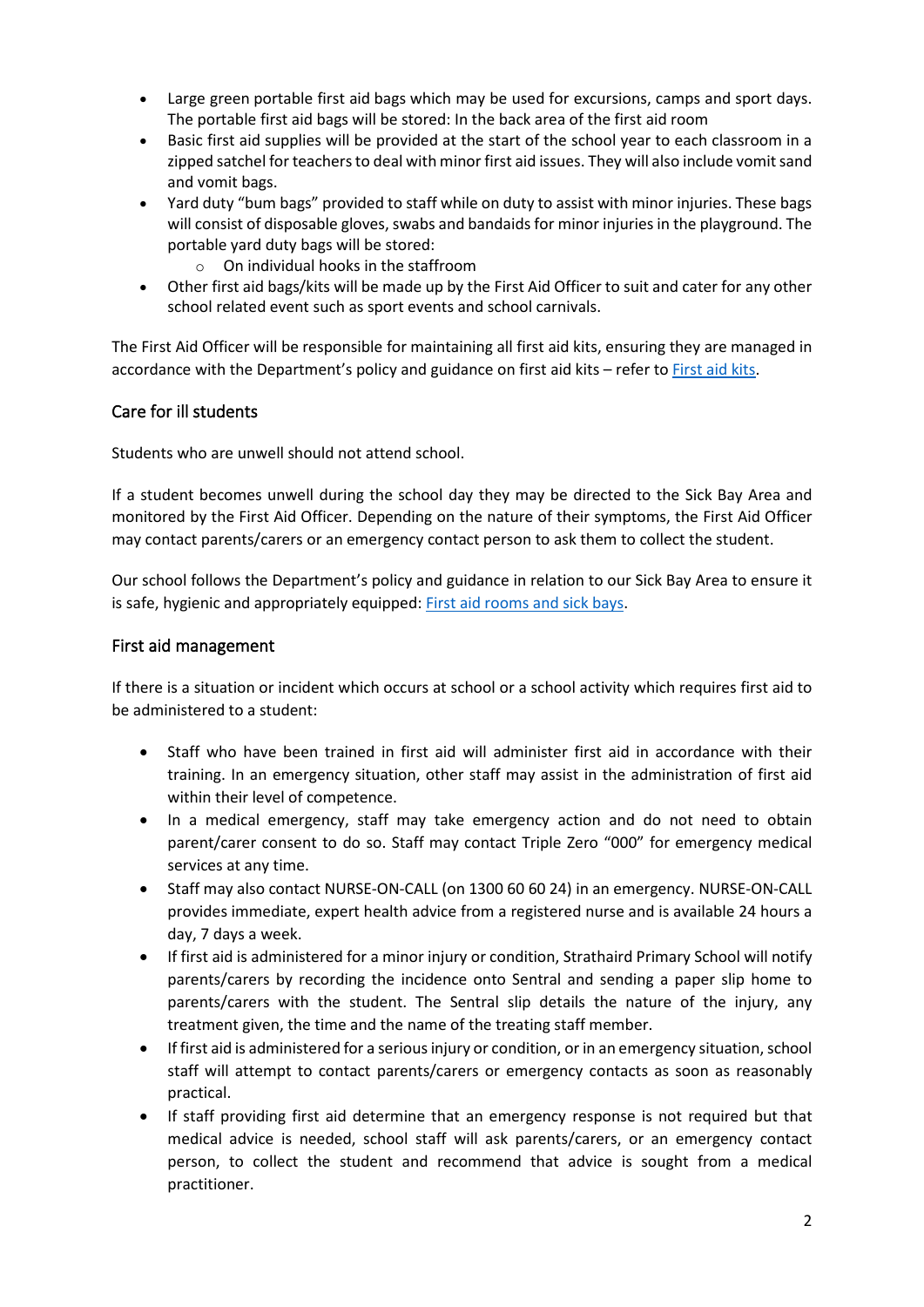- Large green portable first aid bags which may be used for excursions, camps and sport days. The portable first aid bags will be stored: In the back area of the first aid room
- Basic first aid supplies will be provided at the start of the school year to each classroom in a zipped satchel for teachers to deal with minor first aid issues. They will also include vomit sand and vomit bags.
- Yard duty "bum bags" provided to staff while on duty to assist with minor injuries. These bags will consist of disposable gloves, swabs and bandaids for minor injuries in the playground. The portable yard duty bags will be stored:
    - On individual hooks in the staffroom
- Other first aid bags/kits will be made up by the First Aid Officer to suit and cater for any other school related event such as sport events and school carnivals.

The First Aid Officer will be responsible for maintaining all first aid kits, ensuring they are managed in accordance with the Department's policy and guidance on first aid kits – refer to First aid kits.

## Care for ill students

Students who are unwell should not attend school.

If a student becomes unwell during the school day they may be directed to the Sick Bay Area and monitored by the First Aid Officer. Depending on the nature of their symptoms, the First Aid Officer may contact parents/carers or an emergency contact person to ask them to collect the student.

Our school follows the Department's policy and guidance in relation to our Sick Bay Area to ensure it is safe, hygienic and appropriately equipped: First aid rooms and sick bays.

## First aid management

If there is a situation or incident which occurs at school or a school activity which requires first aid to be administered to a student:

- Staff who have been trained in first aid will administer first aid in accordance with their training. In an emergency situation, other staff may assist in the administration of first aid within their level of competence.
- In a medical emergency, staff may take emergency action and do not need to obtain parent/carer consent to do so. Staff may contact Triple Zero "000" for emergency medical services at any time.
- Staff may also contact NURSE-ON-CALL (on 1300 60 60 24) in an emergency. NURSE-ON-CALL provides immediate, expert health advice from a registered nurse and is available 24 hours a day, 7 days a week.
- If first aid is administered for a minor injury or condition, Strathaird Primary School will notify parents/carers by recording the incidence onto Sentral and sending a paper slip home to parents/carers with the student. The Sentral slip details the nature of the injury, any treatment given, the time and the name of the treating staff member.
- If first aid is administered for a serious injury or condition, or in an emergency situation, school staff will attempt to contact parents/carers or emergency contacts as soon as reasonably practical.
- If staff providing first aid determine that an emergency response is not required but that medical advice is needed, school staff will ask parents/carers, or an emergency contact person, to collect the student and recommend that advice is sought from a medical practitioner.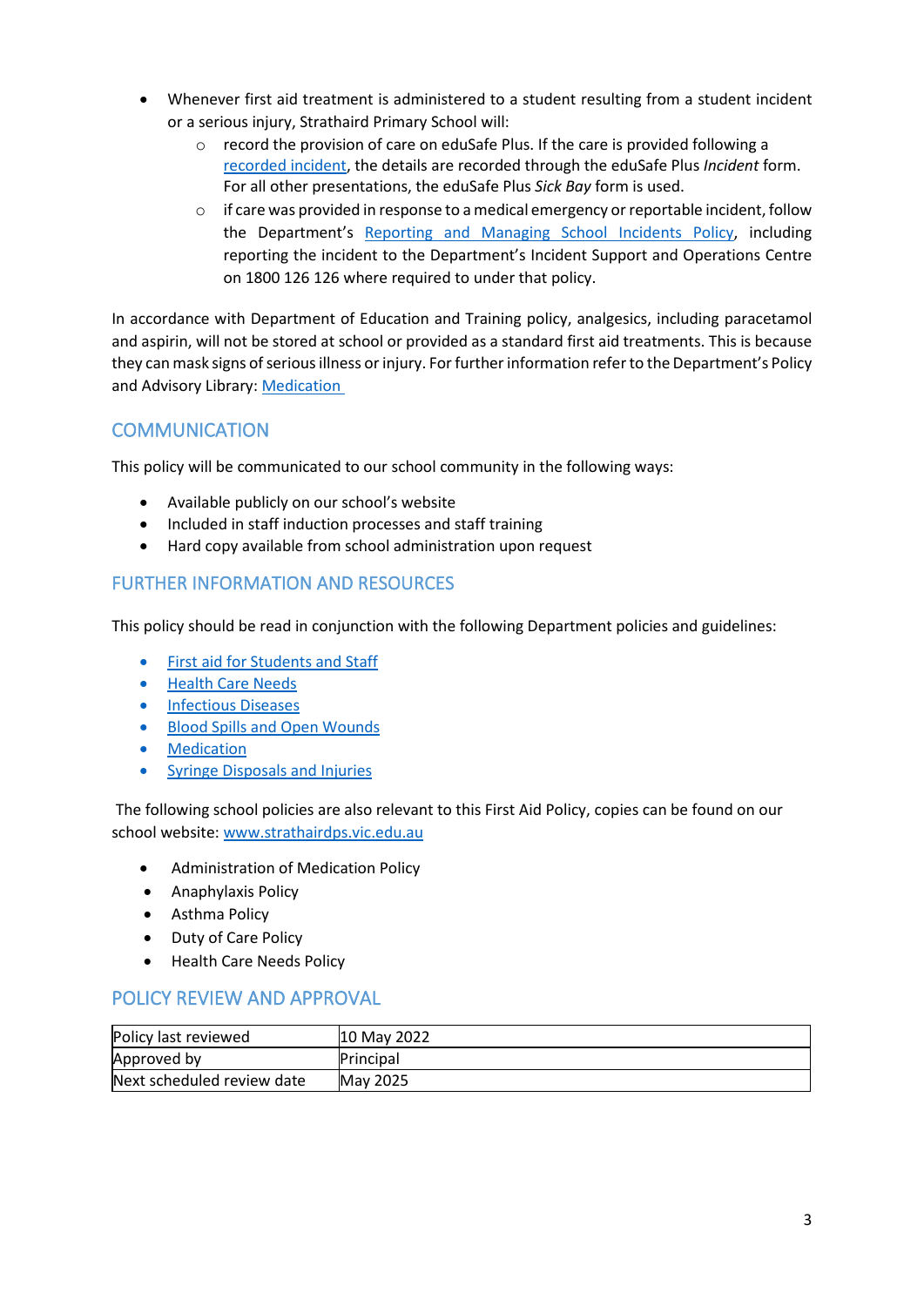- Whenever first aid treatment is administered to a student resulting from a student incident or a serious injury, Strathaird Primary School will:
    - record the provision of care on eduSafe Plus. If the care is provided following a recorded incident, the details are recorded through the eduSafe Plus *Incident* form. For all other presentations, the eduSafe Plus *Sick Bay* form is used.
    - if care was provided in response to a medical emergency or reportable incident, follow the Department's Reporting and Managing School Incidents Policy, including reporting the incident to the Department's Incident Support and Operations Centre on 1800 126 126 where required to under that policy.

In accordance with Department of Education and Training policy, analgesics, including paracetamol and aspirin, will not be stored at school or provided as a standard first aid treatments. This is because they can mask signs of serious illness or injury. For further information refer to the Department's Policy and Advisory Library: Medication

## COMMUNICATION

This policy will be communicated to our school community in the following ways:

- Available publicly on our school's website
- Included in staff induction processes and staff training
- Hard copy available from school administration upon request

## FURTHER INFORMATION AND RESOURCES

This policy should be read in conjunction with the following Department policies and guidelines:

- First aid for Students and Staff
- Health Care Needs
- Infectious Diseases
- Blood Spills and Open Wounds
- Medication
- Syringe Disposals and Injuries

The following school policies are also relevant to this First Aid Policy, copies can be found on our school website: www.strathairdps.vic.edu.au

- Administration of Medication Policy
- Anaphylaxis Policy
- Asthma Policy
- Duty of Care Policy
- Health Care Needs Policy

## POLICY REVIEW AND APPROVAL

| | |
|---|---|
| Policy last reviewed | 10 May 2022 |
| Approved by | Principal |
| Next scheduled review date | May 2025 |